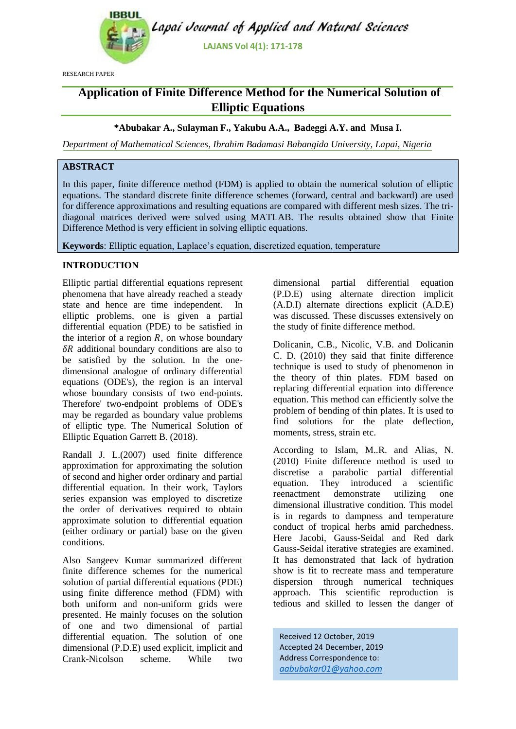RESEARCH PAPER

# Application of Finite Difference Method for the Numerical Solution of Elliptic Equations

**\*Abubakar A., Sulayman F., Yakubu A.A., Badeggi A.Y. and Musa I.**

*Department of Mathematical Sciences, Ibrahim Badamasi Babangida University, Lapai, Nigeria*

## ABSTRACT

In this paper, finite difference method (FDM) is applied to obtain the numerical solution of elliptic equations. The standard discrete finite difference schemes (forward, central and backward) are used for difference approximations and resulting equations are compared with different mesh sizes. The tri-diagonal matrices derived were solved using MATLAB. The results obtained show that Finite Difference Method is very efficient in solving elliptic equations.

**Keywords**: Elliptic equation, Laplace's equation, discretized equation, temperature

## INTRODUCTION

Elliptic partial differential equations represent phenomena that have already reached a steady state and hence are time independent. In elliptic problems, one is given a partial differential equation (PDE) to be satisfied in the interior of a region $R$, on whose boundary $\delta R$ additional boundary conditions are also to be satisfied by the solution. In the one-dimensional analogue of ordinary differential equations (ODE's), the region is an interval whose boundary consists of two end-points. Therefore' two-endpoint problems of ODE's may be regarded as boundary value problems of elliptic type. The Numerical Solution of Elliptic Equation Garrett B. (2018).

Randall J. L.(2007) used finite difference approximation for approximating the solution of second and higher order ordinary and partial differential equation. In their work, Taylors series expansion was employed to discretize the order of derivatives required to obtain approximate solution to differential equation (either ordinary or partial) base on the given conditions.

Also Sangeev Kumar summarized different finite difference schemes for the numerical solution of partial differential equations (PDE) using finite difference method (FDM) with both uniform and non-uniform grids were presented. He mainly focuses on the solution of one and two dimensional of partial differential equation. The solution of one dimensional (P.D.E) used explicit, implicit and Crank-Nicolson scheme. While two dimensional partial differential equation (P.D.E) using alternate direction implicit (A.D.I) alternate directions explicit (A.D.E) was discussed. These discusses extensively on the study of finite difference method.

Dolicanin, C.B., Nicolic, V.B. and Dolicanin C. D. (2010) they said that finite difference technique is used to study of phenomenon in the theory of thin plates. FDM based on replacing differential equation into difference equation. This method can efficiently solve the problem of bending of thin plates. It is used to find solutions for the plate deflection, moments, stress, strain etc.

According to Islam, M..R. and Alias, N. (2010) Finite difference method is used to discretise a parabolic partial differential equation. They introduced a scientific reenactment demonstrate utilizing one dimensional illustrative condition. This model is in regards to dampness and temperature conduct of tropical herbs amid parchedness. Here Jacobi, Gauss-Seidal and Red dark Gauss-Seidal iterative strategies are examined. It has demonstrated that lack of hydration show is fit to recreate mass and temperature dispersion through numerical techniques approach. This scientific reproduction is tedious and skilled to lessen the danger of

Received 12 October, 2019
Accepted 24 December, 2019
Address Correspondence to:
*aabubakar01@yahoo.com*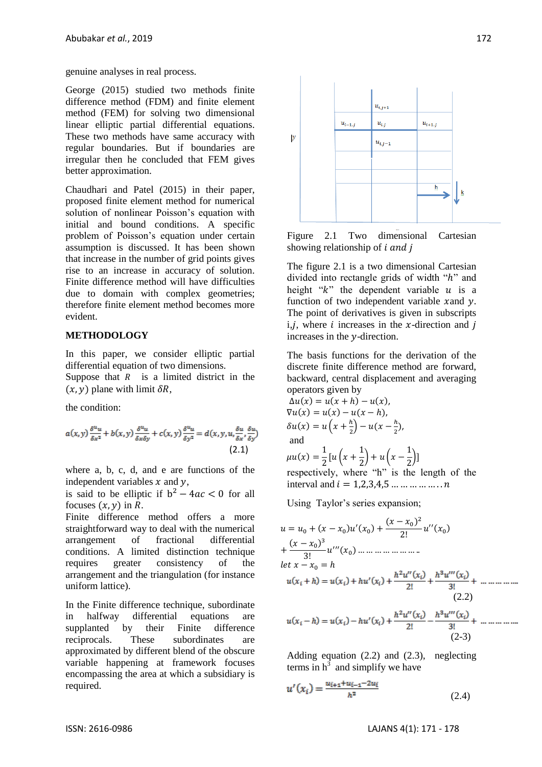genuine analyses in real process.

George (2015) studied two methods finite difference method (FDM) and finite element method (FEM) for solving two dimensional linear elliptic partial differential equations. These two methods have same accuracy with regular boundaries. But if boundaries are irregular then he concluded that FEM gives better approximation.

Chaudhari and Patel (2015) in their paper, proposed finite element method for numerical solution of nonlinear Poisson's equation with initial and bound conditions. A specific problem of Poisson's equation under certain assumption is discussed. It has been shown that increase in the number of grid points gives rise to an increase in accuracy of solution. Finite difference method will have difficulties due to domain with complex geometries; therefore finite element method becomes more evident.

## METHODOLOGY

In this paper, we consider elliptic partial differential equation of two dimensions.
Suppose that $R$ is a limited district in the $(x, y)$ plane with limit $\delta R$,

the condition:

$$a(x,y)\frac{\delta^u u}{\delta x^2}+b(x,y)\frac{\delta^u u}{\delta x \delta y}+c(x,y)\frac{\delta^u u}{\delta y^2}=d\left(x,y,u,\frac{\delta u}{\delta x},\frac{\delta u}{\delta y}\right) \quad (2.1)$$

where a, b, c, d, and e are functions of the independent variables $x$ and $y$,
is said to be elliptic if $b^2 - 4ac < 0$ for all focuses $(x, y)$ in $R$.
Finite difference method offers a more straightforward way to deal with the numerical arrangement of fractional differential conditions. A limited distinction technique requires greater consistency of the arrangement and the triangulation (for instance uniform lattice).

In the Finite difference technique, subordinate in halfway differential equations are supplanted by their Finite difference reciprocals. These subordinates are approximated by different blend of the obscure variable happening at framework focuses encompassing the area at which a subsidiary is required.

Figure 2.1 Two dimensional Cartesian showing relationship of $i$ *and* $j$

The figure 2.1 is a two dimensional Cartesian divided into rectangle grids of width "$h$" and height "$k$" the dependent variable $u$ is a function of two independent variable $x$and $y$. The point of derivatives is given in subscripts i,$j$, where $i$ increases in the $x$-direction and $j$ increases in the $y$-direction.

The basis functions for the derivation of the discrete finite difference method are forward, backward, central displacement and averaging operators given by

$\Delta u(x) = u(x + h) - u(x)$,

$\nabla u(x) = u(x) - u(x - h)$,

$\delta u(x) = u\left(x + \frac{h}{2}\right) - u\left(x - \frac{h}{2}\right)$,

and

$\mu u(x) = \frac{1}{2}\left[u\left(x + \frac{1}{2}\right) + u\left(x - \frac{1}{2}\right)\right]$

respectively, where "h" is the length of the interval and $i = 1,2,3,4,5 \ldots\ldots\ldots\ldots\ldots..n$

Using Taylor's series expansion;

$$u = u_0 + (x - x_0)u'(x_0) + \frac{(x - x_0)^2}{2!}u''(x_0) + \frac{(x - x_0)^3}{3!}u'''(x_0) \ldots\ldots\ldots\ldots\ldots\ldots$$

*let* $x - x_0 = h$

$$u(x_i + h) = u(x_i) + hu'(x_i) + \frac{h^2u''(x_i)}{2!} + \frac{h^3u'''(x_i)}{3!} + \ldots\ldots\ldots\ldots \quad (2.2)$$

$$u(x_i - h) = u(x_i) - hu'(x_i) + \frac{h^2u''(x_i)}{2!} - \frac{h^3u'''(x_i)}{3!} + \ldots\ldots\ldots\ldots \quad (2\text{-}3)$$

Adding equation (2.2) and (2.3), neglecting terms in $h^3$ and simplify we have

$$u'(x_i) = \frac{u_{i+1}+u_{i-1}-2u_i}{h^2} \quad (2.4)$$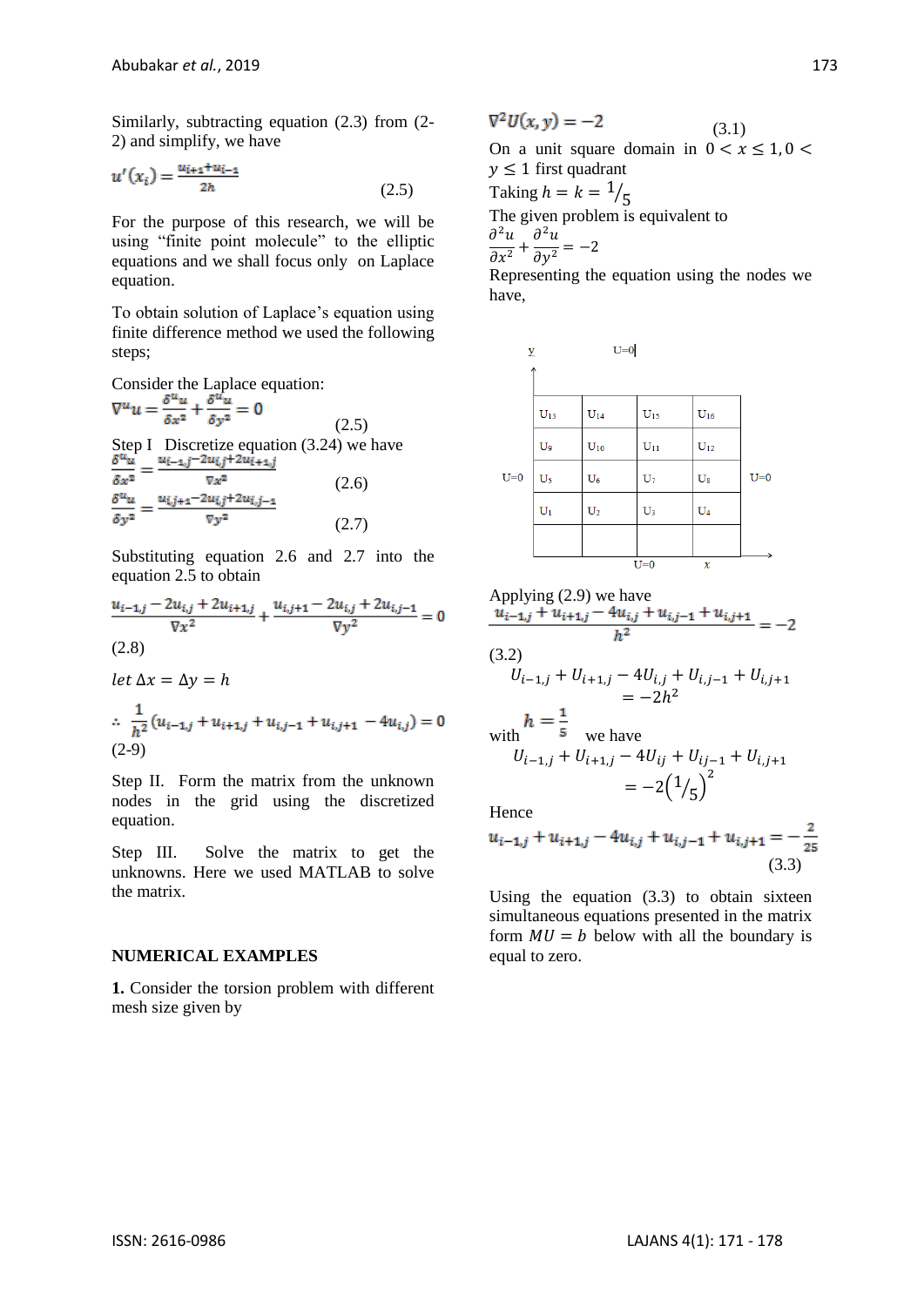Similarly, subtracting equation (2.3) from (2-2) and simplify, we have

$$u'(x_i) = \frac{u_{i+1}+u_{i-1}}{2h} \tag{2.5}$$

For the purpose of this research, we will be using "finite point molecule" to the elliptic equations and we shall focus only on Laplace equation.

To obtain solution of Laplace's equation using finite difference method we used the following steps;

Consider the Laplace equation:

$$\nabla^u u = \frac{\delta^u u}{\delta x^2} + \frac{\delta^u u}{\delta y^2} = 0 \tag{2.5}$$

Step I Discretize equation (3.24) we have

$$\frac{\delta^u u}{\delta x^2} = \frac{u_{i-1,j} - 2u_{i,j} + 2u_{i+1,j}}{\nabla x^2} \tag{2.6}$$

$$\frac{\delta^u u}{\delta y^2} = \frac{u_{i,j+1} - 2u_{i,j} + 2u_{i,j-1}}{\nabla y^2} \tag{2.7}$$

Substituting equation 2.6 and 2.7 into the equation 2.5 to obtain

$$\frac{u_{i-1,j} - 2u_{i,j} + 2u_{i+1,j}}{\nabla x^2} + \frac{u_{i,j+1} - 2u_{i,j} + 2u_{i,j-1}}{\nabla y^2} = 0$$

(2.8)

$$let\ \Delta x = \Delta y = h$$

$$\therefore \frac{1}{h^2}(u_{i-1,j} + u_{i+1,j} + u_{i,j-1} + u_{i,j+1} - 4u_{i,j}) = 0$$

(2-9)

Step II. Form the matrix from the unknown nodes in the grid using the discretized equation.

Step III. Solve the matrix to get the unknowns. Here we used MATLAB to solve the matrix.

## NUMERICAL EXAMPLES

**1.** Consider the torsion problem with different mesh size given by

$$\nabla^2 U(x,y) = -2 \tag{3.1}$$

On a unit square domain in $0 < x \leq 1, 0 < y \leq 1$ first quadrant

Taking $h = k = 1/5$

The given problem is equivalent to

$$\frac{\partial^2 u}{\partial x^2} + \frac{\partial^2 u}{\partial y^2} = -2$$

Representing the equation using the nodes we have,

y (top boundary: U=0; left boundary: U=0; right boundary: U=0; bottom boundary: U=0) x

| | | | |
|---|---|---|---|
| U13 | U14 | U15 | U16 |
| U9 | U10 | U11 | U12 |
| U5 | U6 | U7 | U8 |
| U1 | U2 | U3 | U4 |
| | | | |

Applying (2.9) we have

$$\frac{u_{i-1,j} + u_{i+1,j} - 4u_{i,j} + u_{i,j-1} + u_{i,j+1}}{h^2} = -2$$

(3.2)

$$U_{i-1,j} + U_{i+1,j} - 4U_{i,j} + U_{i,j-1} + U_{i,j+1} = -2h^2$$

with $h = \frac{1}{5}$ we have

$$U_{i-1,j} + U_{i+1,j} - 4U_{ij} + U_{ij-1} + U_{i,j+1} = -2\left(1/5\right)^2$$

Hence

$$u_{i-1,j} + u_{i+1,j} - 4u_{i,j} + u_{i,j-1} + u_{i,j+1} = -\frac{2}{25} \tag{3.3}$$

Using the equation (3.3) to obtain sixteen simultaneous equations presented in the matrix form $MU = b$ below with all the boundary is equal to zero.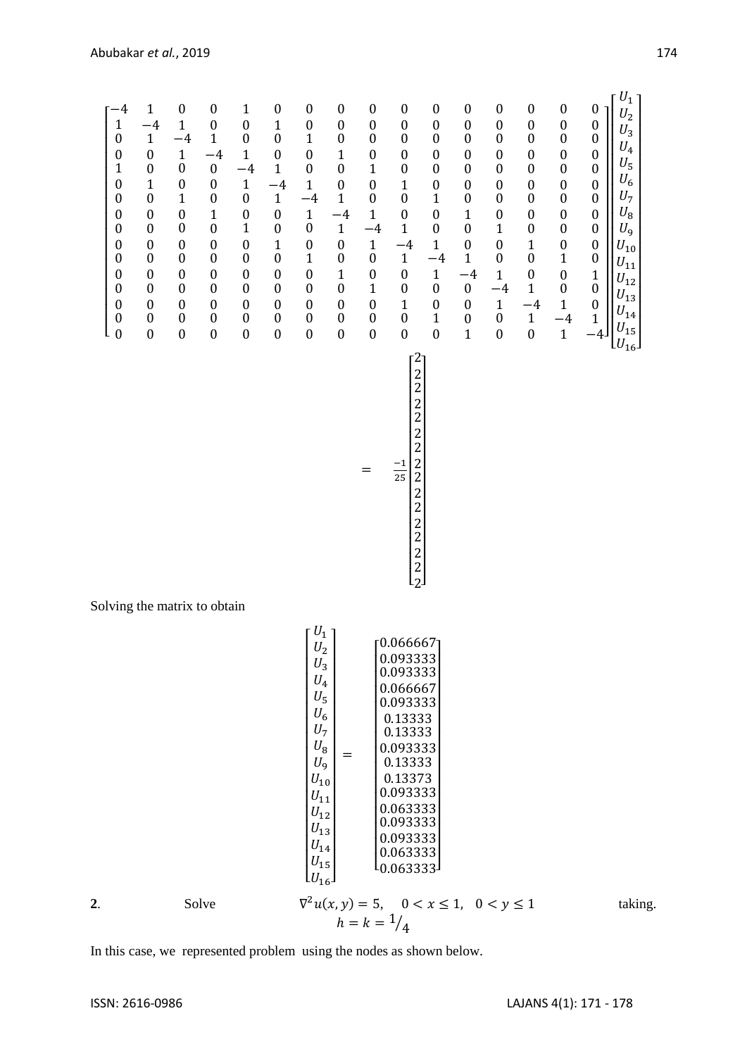$$
\begin{bmatrix}
-4 & 1 & 0 & 0 & 1 & 0 & 0 & 0 & 0 & 0 & 0 & 0 & 0 & 0 & 0 & 0 \\
1 & -4 & 1 & 0 & 0 & 1 & 0 & 0 & 0 & 0 & 0 & 0 & 0 & 0 & 0 & 0 \\
0 & 1 & -4 & 1 & 0 & 0 & 1 & 0 & 0 & 0 & 0 & 0 & 0 & 0 & 0 & 0 \\
0 & 0 & 1 & -4 & 1 & 0 & 0 & 1 & 0 & 0 & 0 & 0 & 0 & 0 & 0 & 0 \\
1 & 0 & 0 & 0 & -4 & 1 & 0 & 0 & 1 & 0 & 0 & 0 & 0 & 0 & 0 & 0 \\
0 & 1 & 0 & 0 & 1 & -4 & 1 & 0 & 0 & 1 & 0 & 0 & 0 & 0 & 0 & 0 \\
0 & 0 & 1 & 0 & 0 & 1 & -4 & 1 & 0 & 0 & 1 & 0 & 0 & 0 & 0 & 0 \\
0 & 0 & 0 & 1 & 0 & 0 & 1 & -4 & 1 & 0 & 0 & 1 & 0 & 0 & 0 & 0 \\
0 & 0 & 0 & 0 & 1 & 0 & 0 & 1 & -4 & 1 & 0 & 0 & 1 & 0 & 0 & 0 \\
0 & 0 & 0 & 0 & 0 & 1 & 0 & 0 & 1 & -4 & 1 & 0 & 0 & 1 & 0 & 0 \\
0 & 0 & 0 & 0 & 0 & 0 & 1 & 0 & 0 & 1 & -4 & 1 & 0 & 0 & 1 & 0 \\
0 & 0 & 0 & 0 & 0 & 0 & 0 & 1 & 0 & 0 & 1 & -4 & 1 & 0 & 0 & 1 \\
0 & 0 & 0 & 0 & 0 & 0 & 0 & 0 & 1 & 0 & 0 & 0 & -4 & 1 & 0 & 0 \\
0 & 0 & 0 & 0 & 0 & 0 & 0 & 0 & 0 & 1 & 0 & 0 & 1 & -4 & 1 & 0 \\
0 & 0 & 0 & 0 & 0 & 0 & 0 & 0 & 0 & 0 & 1 & 0 & 0 & 1 & -4 & 1 \\
0 & 0 & 0 & 0 & 0 & 0 & 0 & 0 & 0 & 0 & 0 & 1 & 0 & 0 & 1 & -4
\end{bmatrix}
\begin{bmatrix}
U_1 \\ U_2 \\ U_3 \\ U_4 \\ U_5 \\ U_6 \\ U_7 \\ U_8 \\ U_9 \\ U_{10} \\ U_{11} \\ U_{12} \\ U_{13} \\ U_{14} \\ U_{15} \\ U_{16}
\end{bmatrix}
= \frac{-1}{25}
\begin{bmatrix}
2 \\ 2 \\ 2 \\ 2 \\ 2 \\ 2 \\ 2 \\ 2 \\ 2 \\ 2 \\ 2 \\ 2 \\ 2 \\ 2 \\ 2 \\ 2
\end{bmatrix}
$$

Solving the matrix to obtain

$$
\begin{bmatrix}
U_1 \\ U_2 \\ U_3 \\ U_4 \\ U_5 \\ U_6 \\ U_7 \\ U_8 \\ U_9 \\ U_{10} \\ U_{11} \\ U_{12} \\ U_{13} \\ U_{14} \\ U_{15} \\ U_{16}
\end{bmatrix}
=
\begin{bmatrix}
0.066667 \\ 0.093333 \\ 0.093333 \\ 0.066667 \\ 0.093333 \\ 0.13333 \\ 0.13333 \\ 0.093333 \\ 0.13333 \\ 0.13373 \\ 0.093333 \\ 0.063333 \\ 0.093333 \\ 0.093333 \\ 0.063333 \\ 0.063333
\end{bmatrix}
$$

**2**. Solve $\nabla^2 u(x, y) = 5, \quad 0 < x \leq 1, \quad 0 < y \leq 1$ taking. $h = k = 1/4$

In this case, we represented problem using the nodes as shown below.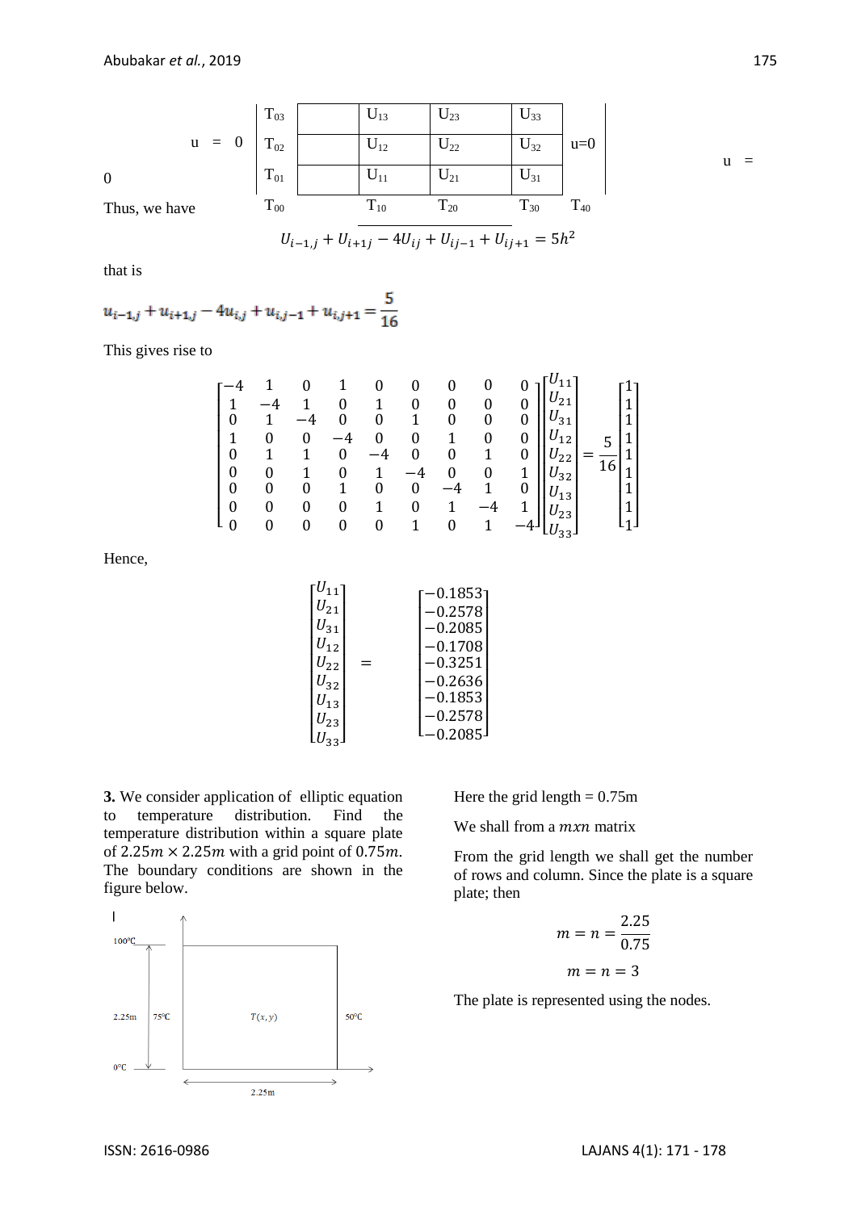| | T$_{03}$ | | U$_{13}$ | U$_{23}$ | U$_{33}$ | |
|---|---|---|---|---|---|---|
| u = 0 | T$_{02}$ | | U$_{12}$ | U$_{22}$ | U$_{32}$ | u=0 |
| 0 | T$_{01}$ | | U$_{11}$ | U$_{21}$ | U$_{31}$ | |
| Thus, we have | T$_{00}$ | | T$_{10}$ | T$_{20}$ | T$_{30}$ | T$_{40}$ |

u =

$$U_{i-1,j} + U_{i+1j} - 4U_{ij} + U_{ij-1} + U_{ij+1} = 5h^2$$

that is

$$u_{i-1,j} + u_{i+1,j} - 4u_{i,j} + u_{i,j-1} + u_{i,j+1} = \frac{5}{16}$$

This gives rise to

$$\begin{bmatrix} -4 & 1 & 0 & 1 & 0 & 0 & 0 & 0 & 0 \\ 1 & -4 & 1 & 0 & 1 & 0 & 0 & 0 & 0 \\ 0 & 1 & -4 & 0 & 0 & 1 & 0 & 0 & 0 \\ 1 & 0 & 0 & -4 & 0 & 0 & 1 & 0 & 0 \\ 0 & 1 & 1 & 0 & -4 & 0 & 0 & 1 & 0 \\ 0 & 0 & 1 & 0 & 1 & -4 & 0 & 0 & 1 \\ 0 & 0 & 0 & 1 & 0 & 0 & -4 & 1 & 0 \\ 0 & 0 & 0 & 0 & 1 & 0 & 1 & -4 & 1 \\ 0 & 0 & 0 & 0 & 0 & 1 & 0 & 1 & -4 \end{bmatrix} \begin{bmatrix} U_{11} \\ U_{21} \\ U_{31} \\ U_{12} \\ U_{22} \\ U_{32} \\ U_{13} \\ U_{23} \\ U_{33} \end{bmatrix} = \frac{5}{16} \begin{bmatrix} 1 \\ 1 \\ 1 \\ 1 \\ 1 \\ 1 \\ 1 \\ 1 \\ 1 \end{bmatrix}$$

Hence,

$$\begin{bmatrix} U_{11} \\ U_{21} \\ U_{31} \\ U_{12} \\ U_{22} \\ U_{32} \\ U_{13} \\ U_{23} \\ U_{33} \end{bmatrix} = \begin{bmatrix} -0.1853 \\ -0.2578 \\ -0.2085 \\ -0.1708 \\ -0.3251 \\ -0.2636 \\ -0.1853 \\ -0.2578 \\ -0.2085 \end{bmatrix}$$

**3.** We consider application of elliptic equation to temperature distribution. Find the temperature distribution within a square plate of $2.25m \times 2.25m$ with a grid point of $0.75m$. The boundary conditions are shown in the figure below.

100°C

2.25m 75°C $T(x,y)$ 50°C

0°C

2.25m

Here the grid length = 0.75m

We shall from a $mxn$ matrix

From the grid length we shall get the number of rows and column. Since the plate is a square plate; then

$$m = n = \frac{2.25}{0.75}$$

$$m = n = 3$$

The plate is represented using the nodes.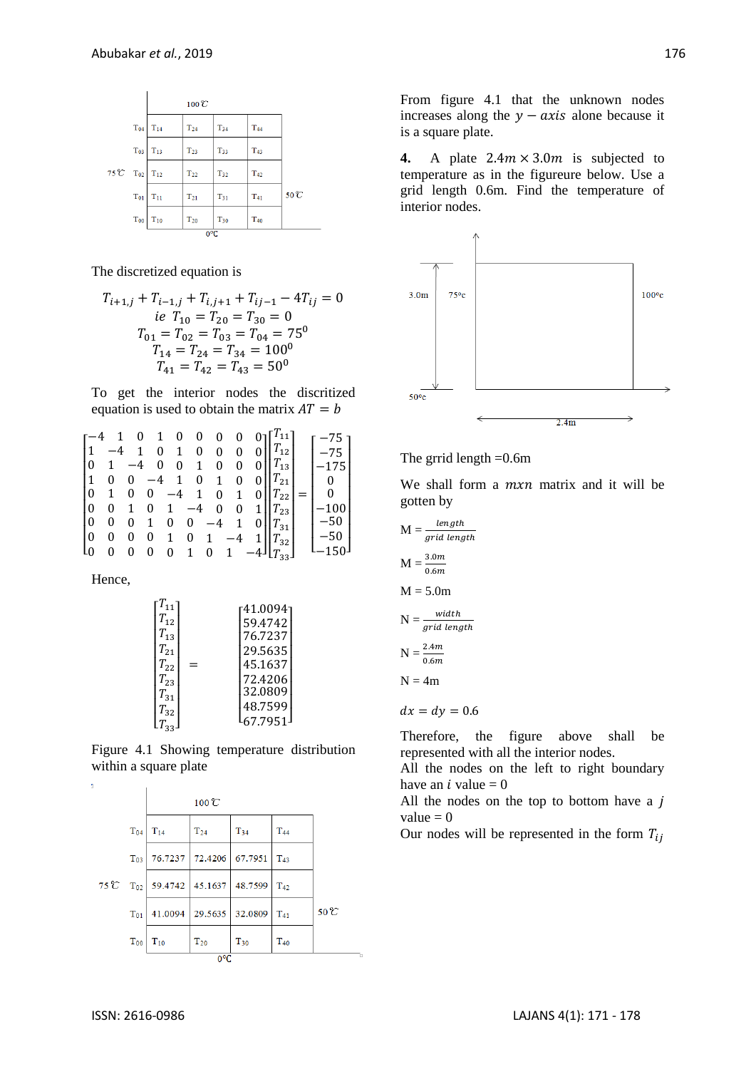|  | 100℃ |  |  |  |  |
|---|---|---|---|---|---|
| $T_{04}$ | $T_{14}$ | $T_{24}$ | $T_{34}$ | $T_{44}$ |  |
| $T_{03}$ | $T_{13}$ | $T_{23}$ | $T_{33}$ | $T_{43}$ |  |
| 75℃ $T_{02}$ | $T_{12}$ | $T_{22}$ | $T_{32}$ | $T_{42}$ |  |
| $T_{01}$ | $T_{11}$ | $T_{21}$ | $T_{31}$ | $T_{41}$ | 50℃ |
| $T_{00}$ | $T_{10}$ | $T_{20}$ | $T_{30}$ | $T_{40}$ |  |
|  | 0°C |  |  |  |  |

The discretized equation is

$$T_{i+1,j} + T_{i-1,j} + T_{i,j+1} + T_{ij-1} - 4T_{ij} = 0$$
$$ie\ T_{10} = T_{20} = T_{30} = 0$$
$$T_{01} = T_{02} = T_{03} = T_{04} = 75^0$$
$$T_{14} = T_{24} = T_{34} = 100^0$$
$$T_{41} = T_{42} = T_{43} = 50^0$$

To get the interior nodes the discritized equation is used to obtain the matrix $AT = b$

$$\begin{bmatrix} -4 & 1 & 0 & 1 & 0 & 0 & 0 & 0 & 0 \\ 1 & -4 & 1 & 0 & 1 & 0 & 0 & 0 & 0 \\ 0 & 1 & -4 & 0 & 0 & 1 & 0 & 0 & 0 \\ 1 & 0 & 0 & -4 & 1 & 0 & 1 & 0 & 0 \\ 0 & 1 & 0 & 0 & -4 & 1 & 0 & 1 & 0 \\ 0 & 0 & 1 & 0 & 1 & -4 & 0 & 0 & 1 \\ 0 & 0 & 0 & 1 & 0 & 0 & -4 & 1 & 0 \\ 0 & 0 & 0 & 0 & 1 & 0 & 1 & -4 & 1 \\ 0 & 0 & 0 & 0 & 0 & 1 & 0 & 1 & -4 \end{bmatrix} \begin{bmatrix} T_{11} \\ T_{12} \\ T_{13} \\ T_{21} \\ T_{22} \\ T_{23} \\ T_{31} \\ T_{32} \\ T_{33} \end{bmatrix} = \begin{bmatrix} -75 \\ -75 \\ -175 \\ 0 \\ 0 \\ -100 \\ -50 \\ -50 \\ -150 \end{bmatrix}$$

Hence,

$$\begin{bmatrix} T_{11} \\ T_{12} \\ T_{13} \\ T_{21} \\ T_{22} \\ T_{23} \\ T_{31} \\ T_{32} \\ T_{33} \end{bmatrix} = \begin{bmatrix} 41.0094 \\ 59.4742 \\ 76.7237 \\ 29.5635 \\ 45.1637 \\ 72.4206 \\ 32.0809 \\ 48.7599 \\ 67.7951 \end{bmatrix}$$

Figure 4.1 Showing temperature distribution within a square plate

|  | 100℃ |  |  |  |  |
|---|---|---|---|---|---|
| $T_{04}$ | $T_{14}$ | $T_{24}$ | $T_{34}$ | $T_{44}$ |  |
| $T_{03}$ | 76.7237 | 72.4206 | 67.7951 | $T_{43}$ |  |
| 75℃ $T_{02}$ | 59.4742 | 45.1637 | 48.7599 | $T_{42}$ |  |
| $T_{01}$ | 41.0094 | 29.5635 | 32.0809 | $T_{41}$ | 50℃ |
| $T_{00}$ | $T_{10}$ | $T_{20}$ | $T_{30}$ | $T_{40}$ |  |
|  | 0°C |  |  |  |  |

From figure 4.1 that the unknown nodes increases along the $y - axis$ alone because it is a square plate.

**4.** A plate $2.4m \times 3.0m$ is subjected to temperature as in the figureure below. Use a grid length 0.6m. Find the temperature of interior nodes.

3.0m 75°c 100°c 50°c 2.4m

The grrid length =0.6m

We shall form a $mxn$ matrix and it will be gotten by

$$M = \frac{length}{grid\ length}$$

$$M = \frac{3.0m}{0.6m}$$

M = 5.0m

$$N = \frac{width}{grid\ length}$$

$$N = \frac{2.4m}{0.6m}$$

N = 4m

$dx = dy = 0.6$

Therefore, the figure above shall be represented with all the interior nodes.
All the nodes on the left to right boundary have an $i$ value = 0
All the nodes on the top to bottom have a $j$ value = 0
Our nodes will be represented in the form $T_{ij}$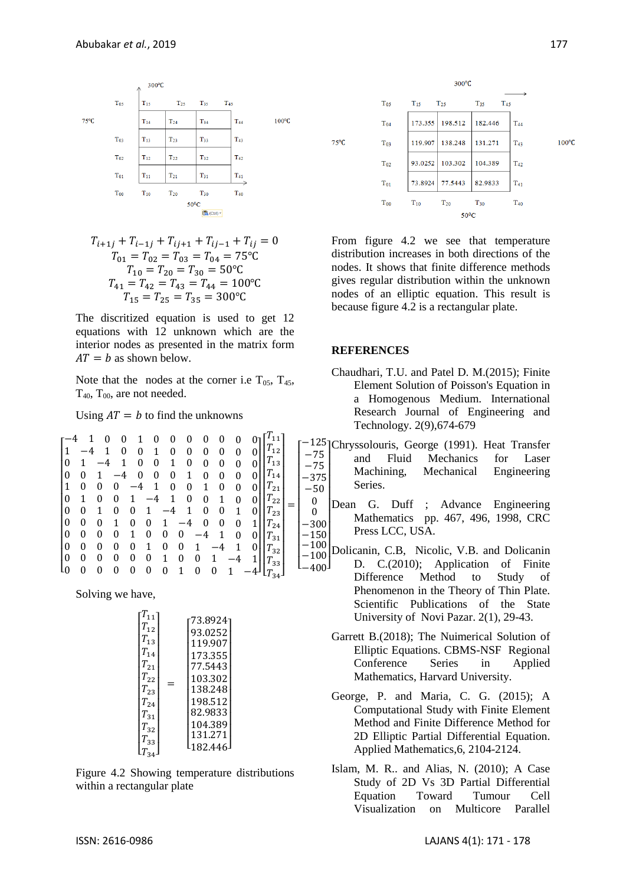|  | 300°C |  |  |  |  |
|---|---|---|---|---|---|
|  | $T_{05}$ | $T_{15}$ | $T_{25}$ | $T_{35}$ | $T_{45}$ |
| 75°C | $T_{04}$ | $T_{14}$ | $T_{24}$ | $T_{34}$ | $T_{44}$ | 100°C |
|  | $T_{03}$ | $T_{13}$ | $T_{23}$ | $T_{33}$ | $T_{43}$ |
|  | $T_{02}$ | $T_{12}$ | $T_{22}$ | $T_{32}$ | $T_{42}$ |
|  | $T_{01}$ | $T_{11}$ | $T_{21}$ | $T_{31}$ | $T_{41}$ |
|  | $T_{00}$ | $T_{10}$ | $T_{20}$ | $T_{30}$ | $T_{40}$ |
|  |  | 50°C |  |  |  |

$$T_{i+1j} + T_{i-1j} + T_{ij+1} + T_{ij-1} + T_{ij} = 0$$

$$T_{01} = T_{02} = T_{03} = T_{04} = 75℃$$

$$T_{10} = T_{20} = T_{30} = 50℃$$

$$T_{41} = T_{42} = T_{43} = T_{44} = 100℃$$

$$T_{15} = T_{25} = T_{35} = 300℃$$

The discritized equation is used to get 12 equations with 12 unknown which are the interior nodes as presented in the matrix form $AT = b$ as shown below.

Note that the nodes at the corner i.e $T_{05}$, $T_{45}$, $T_{40}$, $T_{00}$, are not needed.

Using $AT = b$ to find the unknowns

$$\begin{bmatrix} -4 & 1 & 0 & 0 & 1 & 0 & 0 & 0 & 0 & 0 & 0 & 0 \\ 1 & -4 & 1 & 0 & 0 & 1 & 0 & 0 & 0 & 0 & 0 & 0 \\ 0 & 1 & -4 & 1 & 0 & 0 & 1 & 0 & 0 & 0 & 0 & 0 \\ 0 & 0 & 1 & -4 & 0 & 0 & 0 & 1 & 0 & 0 & 0 & 0 \\ 1 & 0 & 0 & 0 & -4 & 1 & 0 & 0 & 1 & 0 & 0 & 0 \\ 0 & 1 & 0 & 0 & 1 & -4 & 1 & 0 & 0 & 1 & 0 & 0 \\ 0 & 0 & 1 & 0 & 0 & 1 & -4 & 1 & 0 & 0 & 1 & 0 \\ 0 & 0 & 0 & 1 & 0 & 0 & 1 & -4 & 0 & 0 & 0 & 1 \\ 0 & 0 & 0 & 0 & 1 & 0 & 0 & 0 & -4 & 1 & 0 & 0 \\ 0 & 0 & 0 & 0 & 0 & 1 & 0 & 0 & 1 & -4 & 1 & 0 \\ 0 & 0 & 0 & 0 & 0 & 0 & 1 & 0 & 0 & 1 & -4 & 1 \\ 0 & 0 & 0 & 0 & 0 & 0 & 0 & 1 & 0 & 0 & 1 & -4 \end{bmatrix} \begin{bmatrix} T_{11} \\ T_{12} \\ T_{13} \\ T_{14} \\ T_{21} \\ T_{22} \\ T_{23} \\ T_{24} \\ T_{31} \\ T_{32} \\ T_{33} \\ T_{34} \end{bmatrix} = \begin{bmatrix} -125 \\ -75 \\ -75 \\ -375 \\ -50 \\ 0 \\ 0 \\ -300 \\ -150 \\ -100 \\ -100 \\ -400 \end{bmatrix}$$

Solving we have,

$$\begin{bmatrix} T_{11} \\ T_{12} \\ T_{13} \\ T_{14} \\ T_{21} \\ T_{22} \\ T_{23} \\ T_{24} \\ T_{31} \\ T_{32} \\ T_{33} \\ T_{34} \end{bmatrix} = \begin{bmatrix} 73.8924 \\ 93.0252 \\ 119.907 \\ 173.355 \\ 77.5443 \\ 103.302 \\ 138.248 \\ 198.512 \\ 82.9833 \\ 104.389 \\ 131.271 \\ 182.446 \end{bmatrix}$$

|  | 300°C |  |  |  |  |  |
|---|---|---|---|---|---|---|
|  | $T_{05}$ | $T_{15}$ | $T_{25}$ | $T_{35}$ | $T_{45}$ |  |
| 75°C | $T_{04}$ | 173.355 | 198.512 | 182.446 | $T_{44}$ | 100°C |
|  | $T_{03}$ | 119.907 | 138.248 | 131.271 | $T_{43}$ |  |
|  | $T_{02}$ | 93.0252 | 103.302 | 104.389 | $T_{42}$ |  |
|  | $T_{01}$ | 73.8924 | 77.5443 | 82.9833 | $T_{41}$ |  |
|  | $T_{00}$ | $T_{10}$ | $T_{20}$ | $T_{30}$ | $T_{40}$ |  |
|  |  | 50°C |  |  |  |  |

Figure 4.2 Showing temperature distributions within a rectangular plate

From figure 4.2 we see that temperature distribution increases in both directions of the nodes. It shows that finite difference methods gives regular distribution within the unknown nodes of an elliptic equation. This result is because figure 4.2 is a rectangular plate.

## REFERENCES

Chaudhari, T.U. and Patel D. M.(2015); Finite Element Solution of Poisson's Equation in a Homogenous Medium. International Research Journal of Engineering and Technology. 2(9),674-679

Chryssolouris, George (1991). Heat Transfer and Fluid Mechanics for Laser Machining, Mechanical Engineering Series.

Dean G. Duff ; Advance Engineering Mathematics pp. 467, 496, 1998, CRC Press LCC, USA.

Dolicanin, C.B, Nicolic, V.B. and Dolicanin D. C.(2010); Application of Finite Difference Method to Study of Phenomenon in the Theory of Thin Plate. Scientific Publications of the State University of Novi Pazar. 2(1), 29-43.

Garrett B.(2018); The Nuimerical Solution of Elliptic Equations. CBMS-NSF Regional Conference Series in Applied Mathematics, Harvard University.

George, P. and Maria, C. G. (2015); A Computational Study with Finite Element Method and Finite Difference Method for 2D Elliptic Partial Differential Equation. Applied Mathematics,6, 2104-2124.

Islam, M. R.. and Alias, N. (2010); A Case Study of 2D Vs 3D Partial Differential Equation Toward Tumour Cell Visualization on Multicore Parallel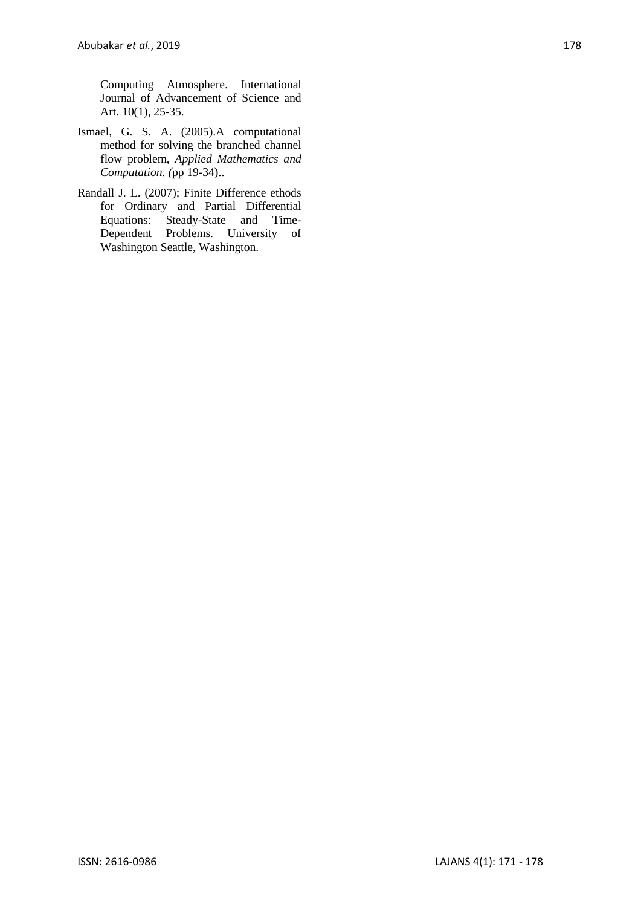Computing Atmosphere. International Journal of Advancement of Science and Art. 10(1), 25-35.

Ismael, G. S. A. (2005).A computational method for solving the branched channel flow problem, *Applied Mathematics and Computation. (*pp 19-34)..

Randall J. L. (2007); Finite Difference ethods for Ordinary and Partial Differential Equations: Steady-State and Time-Dependent Problems. University of Washington Seattle, Washington.